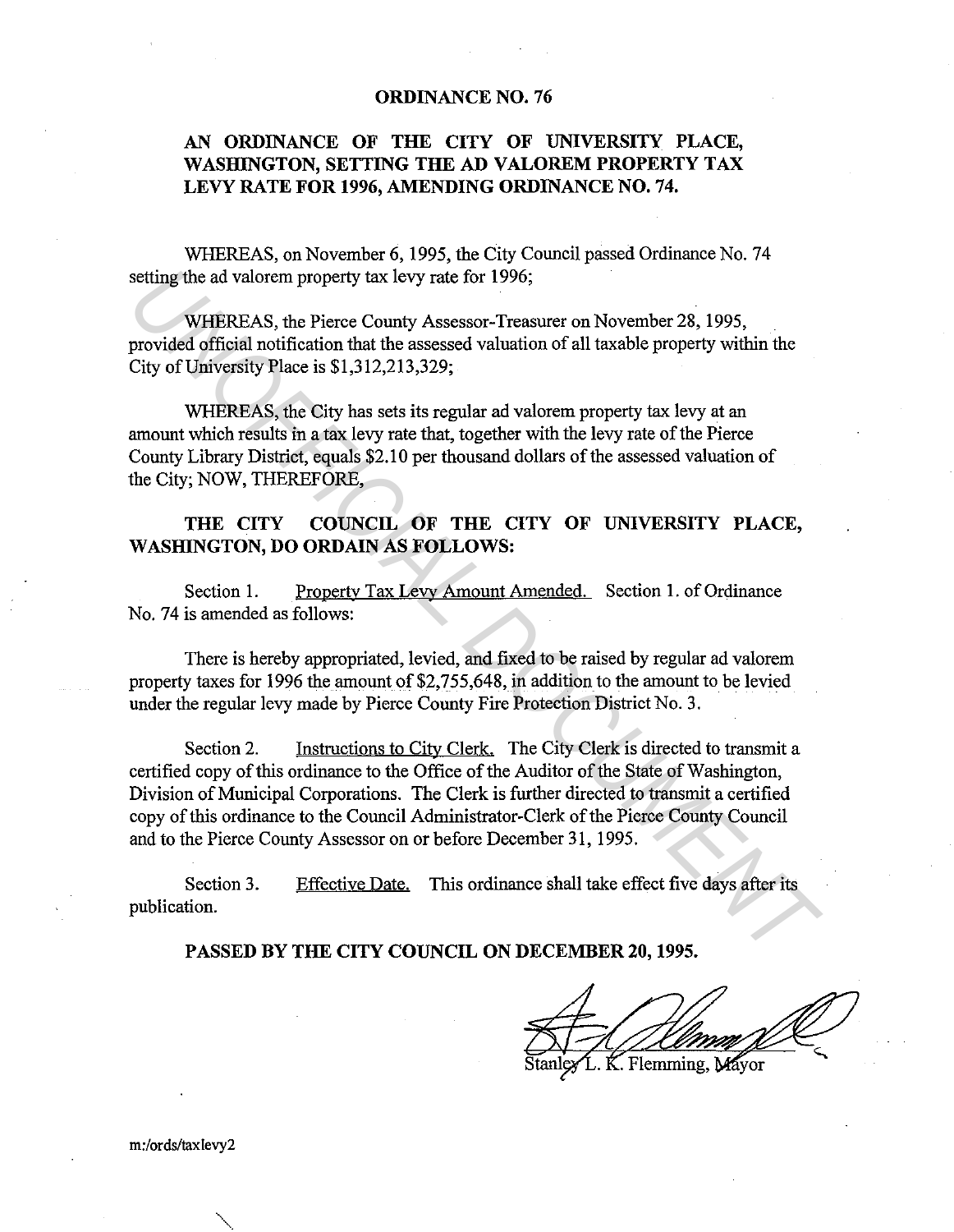# ORDINANCE NO. 76

## AN ORDINANCE OF THE CITY OF UNIVERSITY PLACE, WASHINGTON, SETTING THE AD VALOREM PROPERTY TAX LEVY RATE FOR 1996, AMENDING ORDINANCE NO. 74.

WHEREAS, on November 6, 1995, the City Council passed Ordinance No. 74 setting the ad valorem property tax levy rate for 1996;

WHEREAS, the Pierce County Assessor-Treasurer on November 28, 1995, provided official notification that the assessed valuation of all taxable property within the City of University Place is $1,312,213,329;

WHEREAS, the City has sets its regular ad valorem property tax levy at an amount which results in a tax levy rate that, together with the levy rate of the Pierce County Library District, equals $2.10 per thousand dollars of the assessed valuation of the City; NOW, THEREFORE,

**THE CITY COUNCIL OF THE CITY OF UNIVERSITY PLACE, WASHINGTON, DO ORDAIN AS FOLLOWS:**

Section 1. Property Tax Levy Amount Amended. Section 1. of Ordinance No. 74 is amended as follows:

There is hereby appropriated, levied, and fixed to be raised by regular ad valorem property taxes for 1996 the amount of $2,755,648, in addition to the amount to be levied under the regular levy made by Pierce County Fire Protection District No. 3.

Section 2. Instructions to City Clerk. The City Clerk is directed to transmit a certified copy of this ordinance to the Office of the Auditor of the State of Washington, Division of Municipal Corporations. The Clerk is further directed to transmit a certified copy of this ordinance to the Council Administrator-Clerk of the Pierce County Council and to the Pierce County Assessor on or before December 31, 1995.

Section 3. Effective Date. This ordinance shall take effect five days after its publication.

**PASSED BY THE CITY COUNCIL ON DECEMBER 20, 1995.**

Stanley L. K. Flemming, Mayor

m:/ords/taxlevy2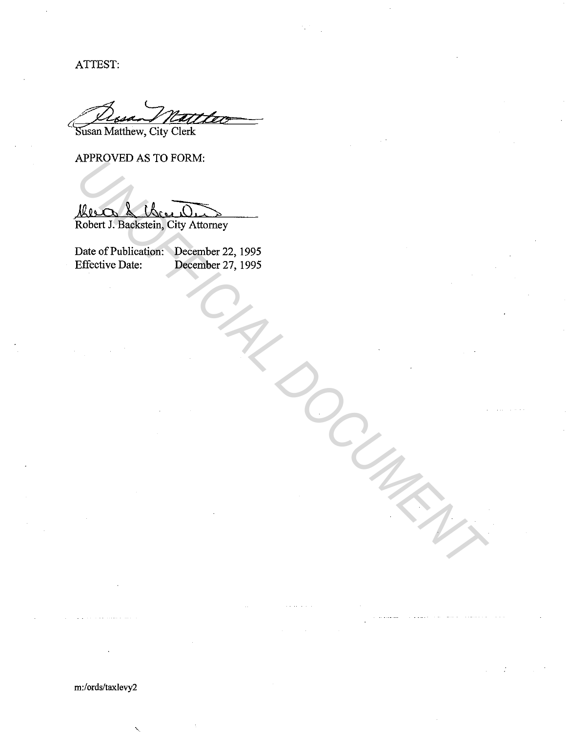ATTEST:

Susan Matthew, City Clerk

APPROVED AS TO FORM:

Robert J. Backstein, City Attorney

| | |
|---|---|
| Date of Publication: | December 22, 1995 |
| Effective Date: | December 27, 1995 |

m:/ords/taxlevy2